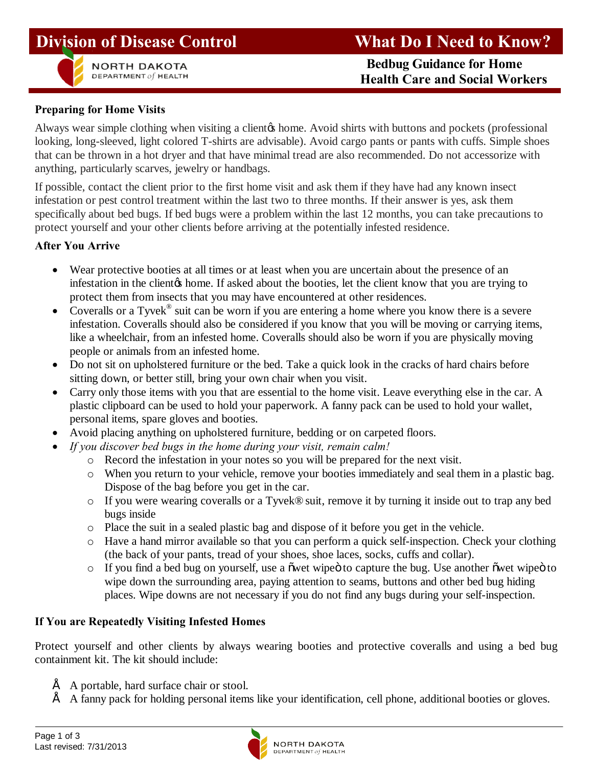# Division of Disease Control

NORTH DAKOTA DEPARTMENT of HEALTH

# What Do I Need to Know?

## Bedbug Guidance for Home Health Care and Social Workers

### Preparing for Home Visits

Always wear simple clothing when visiting a client's home. Avoid shirts with buttons and pockets (professional looking, long-sleeved, light colored T-shirts are advisable). Avoid cargo pants or pants with cuffs. Simple shoes that can be thrown in a hot dryer and that have minimal tread are also recommended. Do not accessorize with anything, particularly scarves, jewelry or handbags.

If possible, contact the client prior to the first home visit and ask them if they have had any known insect infestation or pest control treatment within the last two to three months. If their answer is yes, ask them specifically about bed bugs. If bed bugs were a problem within the last 12 months, you can take precautions to protect yourself and your other clients before arriving at the potentially infested residence.

### After You Arrive

- Wear protective booties at all times or at least when you are uncertain about the presence of an infestation in the client's home. If asked about the booties, let the client know that you are trying to protect them from insects that you may have encountered at other residences.
- Coveralls or a Tyvek® suit can be worn if you are entering a home where you know there is a severe infestation. Coveralls should also be considered if you know that you will be moving or carrying items, like a wheelchair, from an infested home. Coveralls should also be worn if you are physically moving people or animals from an infested home.
- Do not sit on upholstered furniture or the bed. Take a quick look in the cracks of hard chairs before sitting down, or better still, bring your own chair when you visit.
- Carry only those items with you that are essential to the home visit. Leave everything else in the car. A plastic clipboard can be used to hold your paperwork. A fanny pack can be used to hold your wallet, personal items, spare gloves and booties.
- Avoid placing anything on upholstered furniture, bedding or on carpeted floors.
- *If you discover bed bugs in the home during your visit, remain calm!*
  - Record the infestation in your notes so you will be prepared for the next visit.
  - When you return to your vehicle, remove your booties immediately and seal them in a plastic bag. Dispose of the bag before you get in the car.
  - If you were wearing coveralls or a Tyvek® suit, remove it by turning it inside out to trap any bed bugs inside
  - Place the suit in a sealed plastic bag and dispose of it before you get in the vehicle.
  - Have a hand mirror available so that you can perform a quick self-inspection. Check your clothing (the back of your pants, tread of your shoes, shoe laces, socks, cuffs and collar).
  - If you find a bed bug on yourself, use a "wet wipe" to capture the bug. Use another "wet wipe" to wipe down the surrounding area, paying attention to seams, buttons and other bed bug hiding places. Wipe downs are not necessary if you do not find any bugs during your self-inspection.

### If You are Repeatedly Visiting Infested Homes

Protect yourself and other clients by always wearing booties and protective coveralls and using a bed bug containment kit. The kit should include:

- A portable, hard surface chair or stool.
- A fanny pack for holding personal items like your identification, cell phone, additional booties or gloves.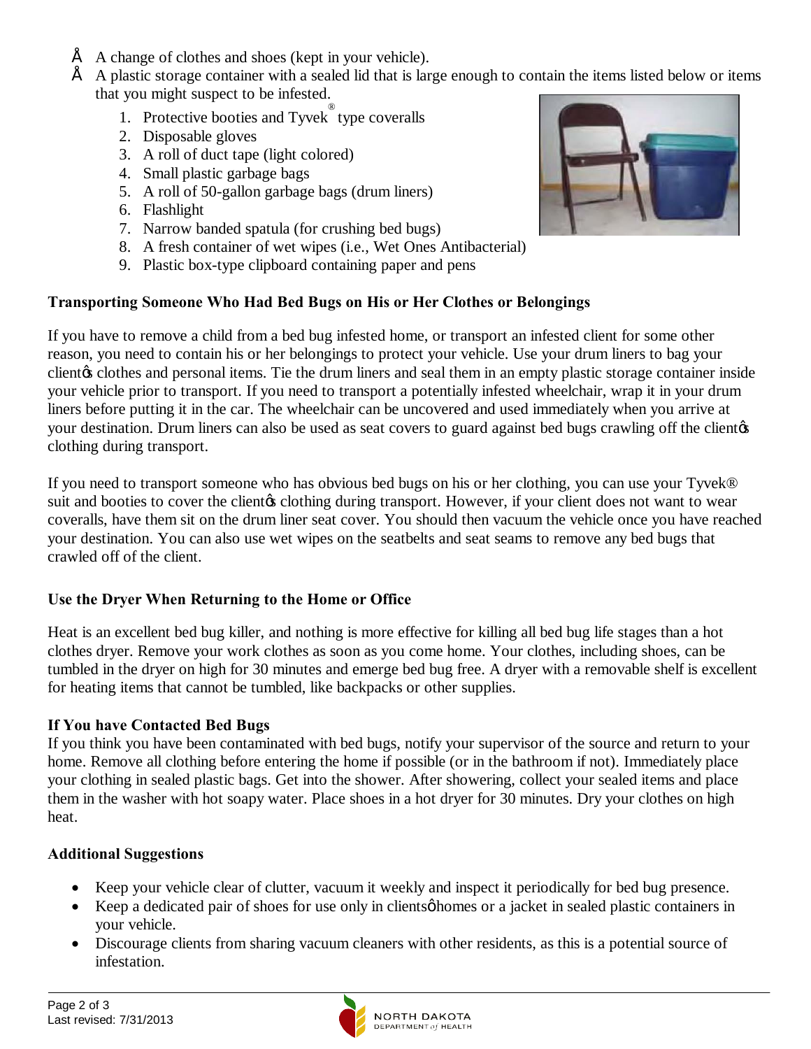- A change of clothes and shoes (kept in your vehicle).
- A plastic storage container with a sealed lid that is large enough to contain the items listed below or items that you might suspect to be infested.
  1. Protective booties and Tyvek® type coveralls
  2. Disposable gloves
  3. A roll of duct tape (light colored)
  4. Small plastic garbage bags
  5. A roll of 50-gallon garbage bags (drum liners)
  6. Flashlight
  7. Narrow banded spatula (for crushing bed bugs)
  8. A fresh container of wet wipes (i.e., Wet Ones Antibacterial)
  9. Plastic box-type clipboard containing paper and pens

**Transporting Someone Who Had Bed Bugs on His or Her Clothes or Belongings**

If you have to remove a child from a bed bug infested home, or transport an infested client for some other reason, you need to contain his or her belongings to protect your vehicle. Use your drum liners to bag your client's clothes and personal items. Tie the drum liners and seal them in an empty plastic storage container inside your vehicle prior to transport. If you need to transport a potentially infested wheelchair, wrap it in your drum liners before putting it in the car. The wheelchair can be uncovered and used immediately when you arrive at your destination. Drum liners can also be used as seat covers to guard against bed bugs crawling off the client's clothing during transport.

If you need to transport someone who has obvious bed bugs on his or her clothing, you can use your Tyvek® suit and booties to cover the client's clothing during transport. However, if your client does not want to wear coveralls, have them sit on the drum liner seat cover. You should then vacuum the vehicle once you have reached your destination. You can also use wet wipes on the seatbelts and seat seams to remove any bed bugs that crawled off of the client.

**Use the Dryer When Returning to the Home or Office**

Heat is an excellent bed bug killer, and nothing is more effective for killing all bed bug life stages than a hot clothes dryer. Remove your work clothes as soon as you come home. Your clothes, including shoes, can be tumbled in the dryer on high for 30 minutes and emerge bed bug free. A dryer with a removable shelf is excellent for heating items that cannot be tumbled, like backpacks or other supplies.

**If You have Contacted Bed Bugs**

If you think you have been contaminated with bed bugs, notify your supervisor of the source and return to your home. Remove all clothing before entering the home if possible (or in the bathroom if not). Immediately place your clothing in sealed plastic bags. Get into the shower. After showering, collect your sealed items and place them in the washer with hot soapy water. Place shoes in a hot dryer for 30 minutes. Dry your clothes on high heat.

**Additional Suggestions**

- Keep your vehicle clear of clutter, vacuum it weekly and inspect it periodically for bed bug presence.
- Keep a dedicated pair of shoes for use only in clients' homes or a jacket in sealed plastic containers in your vehicle.
- Discourage clients from sharing vacuum cleaners with other residents, as this is a potential source of infestation.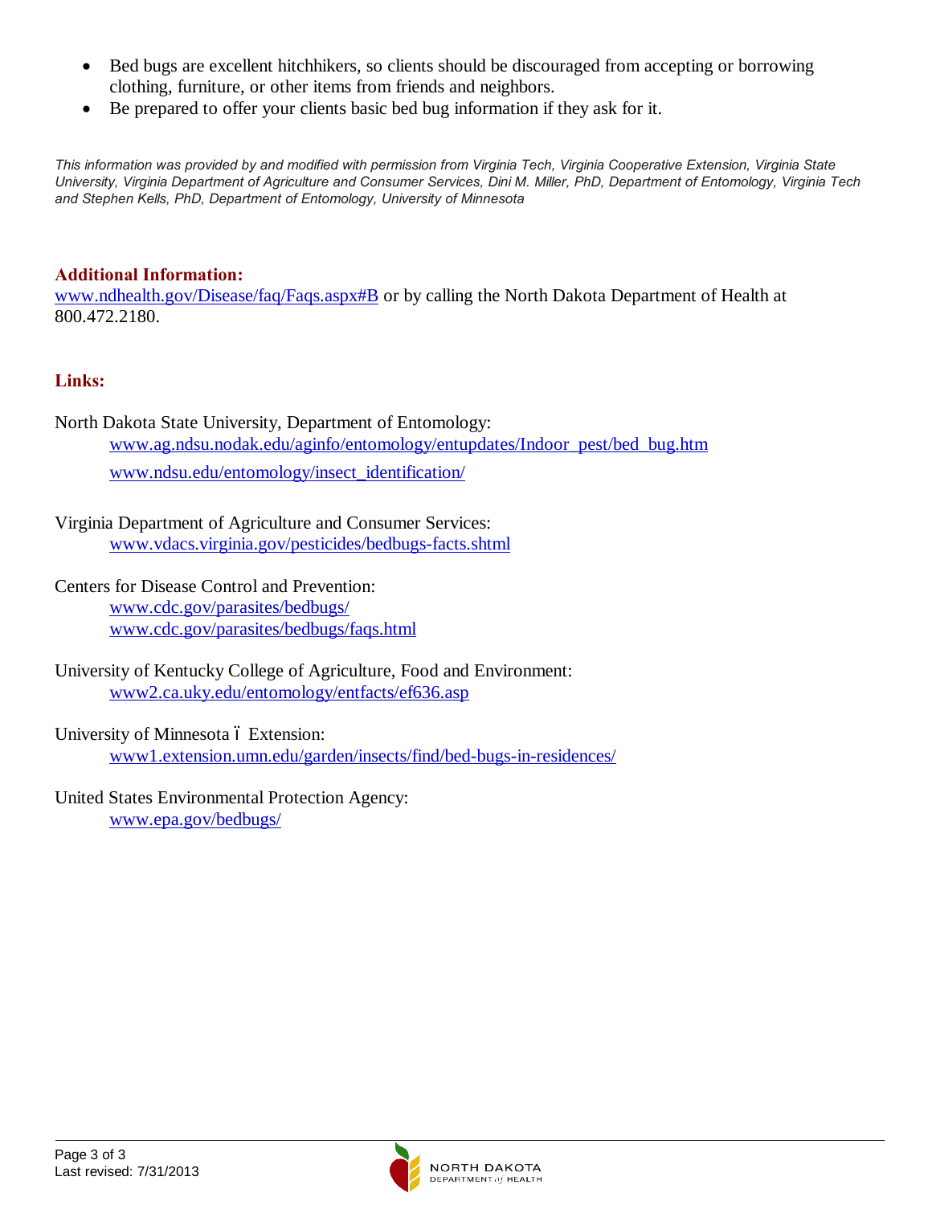- Bed bugs are excellent hitchhikers, so clients should be discouraged from accepting or borrowing clothing, furniture, or other items from friends and neighbors.
- Be prepared to offer your clients basic bed bug information if they ask for it.

*This information was provided by and modified with permission from Virginia Tech, Virginia Cooperative Extension, Virginia State University, Virginia Department of Agriculture and Consumer Services, Dini M. Miller, PhD, Department of Entomology, Virginia Tech and Stephen Kells, PhD, Department of Entomology, University of Minnesota*

**Additional Information:**

www.ndhealth.gov/Disease/faq/Faqs.aspx#B or by calling the North Dakota Department of Health at 800.472.2180.

**Links:**

North Dakota State University, Department of Entomology:

  www.ag.ndsu.nodak.edu/aginfo/entomology/entupdates/Indoor_pest/bed_bug.htm

  www.ndsu.edu/entomology/insect_identification/

Virginia Department of Agriculture and Consumer Services:

  www.vdacs.virginia.gov/pesticides/bedbugs-facts.shtml

Centers for Disease Control and Prevention:

  www.cdc.gov/parasites/bedbugs/

  www.cdc.gov/parasites/bedbugs/faqs.html

University of Kentucky College of Agriculture, Food and Environment:

  www2.ca.uky.edu/entomology/entfacts/ef636.asp

University of Minnesota – Extension:

  www1.extension.umn.edu/garden/insects/find/bed-bugs-in-residences/

United States Environmental Protection Agency:

  www.epa.gov/bedbugs/

Last revised: 7/31/2013